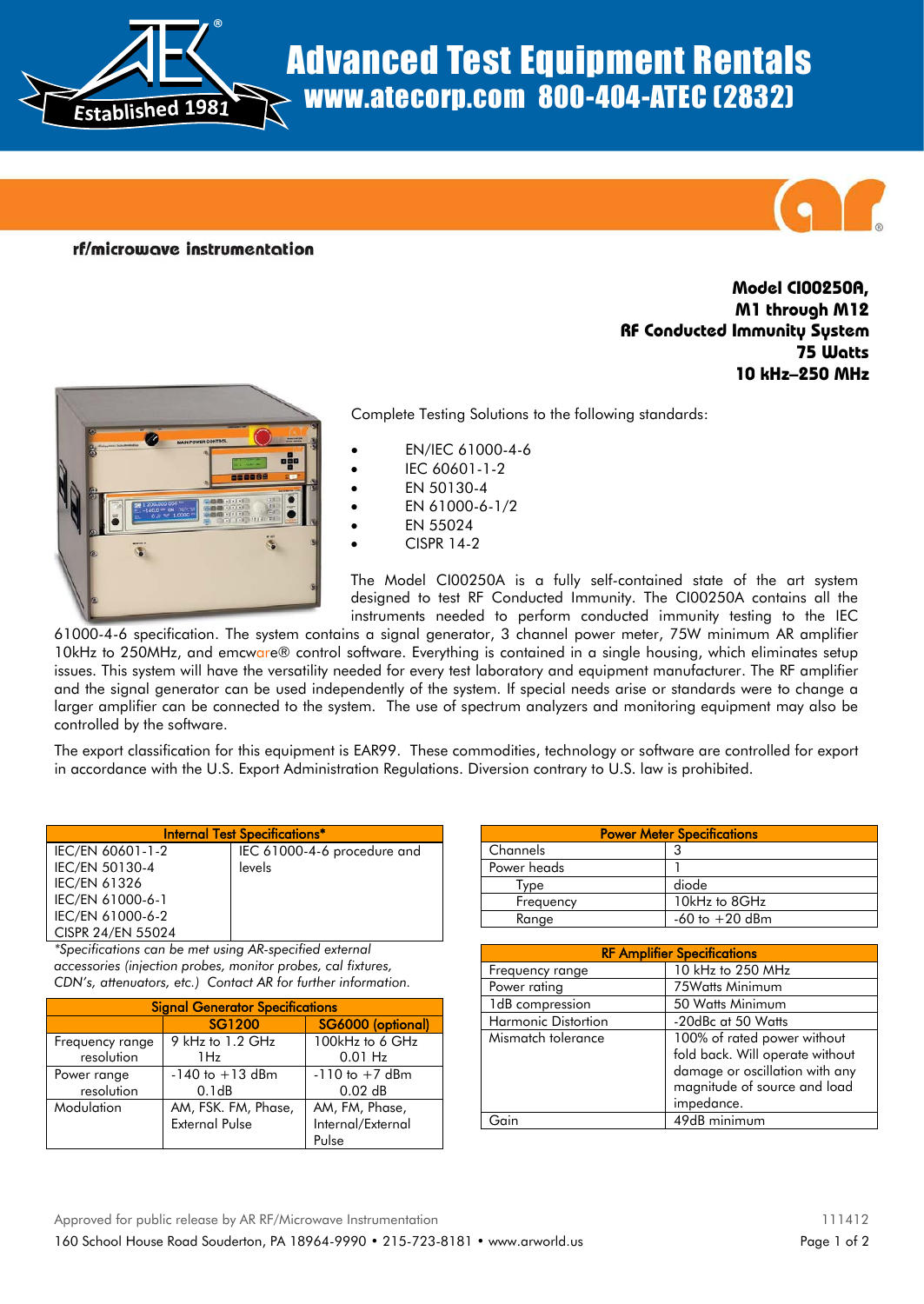# Advanced Test Equipment Rentals

www.atecorp.com 800-404-ATEC (2832)

Established 1981

**rf/microwave instrumentation**

**Model CI00250A,**
**M1 through M12**
**RF Conducted Immunity System**
**75 Watts**
**10 kHz–250 MHz**

Complete Testing Solutions to the following standards:

- EN/IEC 61000-4-6
- IEC 60601-1-2
- EN 50130-4
- EN 61000-6-1/2
- EN 55024
- CISPR 14-2

The Model CI00250A is a fully self-contained state of the art system designed to test RF Conducted Immunity. The CI00250A contains all the instruments needed to perform conducted immunity testing to the IEC 61000-4-6 specification. The system contains a signal generator, 3 channel power meter, 75W minimum AR amplifier 10kHz to 250MHz, and emcware® control software. Everything is contained in a single housing, which eliminates setup issues. This system will have the versatility needed for every test laboratory and equipment manufacturer. The RF amplifier and the signal generator can be used independently of the system. If special needs arise or standards were to change a larger amplifier can be connected to the system. The use of spectrum analyzers and monitoring equipment may also be controlled by the software.

The export classification for this equipment is EAR99. These commodities, technology or software are controlled for export in accordance with the U.S. Export Administration Regulations. Diversion contrary to U.S. law is prohibited.

| Internal Test Specifications* | |
|---|---|
| IEC/EN 60601-1-2<br>IEC/EN 50130-4<br>IEC/EN 61326<br>IEC/EN 61000-6-1<br>IEC/EN 61000-6-2<br>CISPR 24/EN 55024 | IEC 61000-4-6 procedure and levels |

*Specifications can be met using AR-specified external accessories (injection probes, monitor probes, cal fixtures, CDN's, attenuators, etc.) Contact AR for further information.*

| Signal Generator Specifications | | |
|---|---|---|
| | SG1200 | SG6000 (optional) |
| Frequency range<br>resolution | 9 kHz to 1.2 GHz<br>1Hz | 100kHz to 6 GHz<br>0.01 Hz |
| Power range<br>resolution | -140 to +13 dBm<br>0.1dB | -110 to +7 dBm<br>0.02 dB |
| Modulation | AM, FSK. FM, Phase, External Pulse | AM, FM, Phase, Internal/External Pulse |

| Power Meter Specifications | |
|---|---|
| Channels | 3 |
| Power heads | 1 |
| Type | diode |
| Frequency | 10kHz to 8GHz |
| Range | -60 to +20 dBm |

| RF Amplifier Specifications | |
|---|---|
| Frequency range | 10 kHz to 250 MHz |
| Power rating | 75Watts Minimum |
| 1dB compression | 50 Watts Minimum |
| Harmonic Distortion | -20dBc at 50 Watts |
| Mismatch tolerance | 100% of rated power without fold back. Will operate without damage or oscillation with any magnitude of source and load impedance. |
| Gain | 49dB minimum |

Approved for public release by AR RF/Microwave Instrumentation

111412

160 School House Road Souderton, PA 18964-9990 • 215-723-8181 • www.arworld.us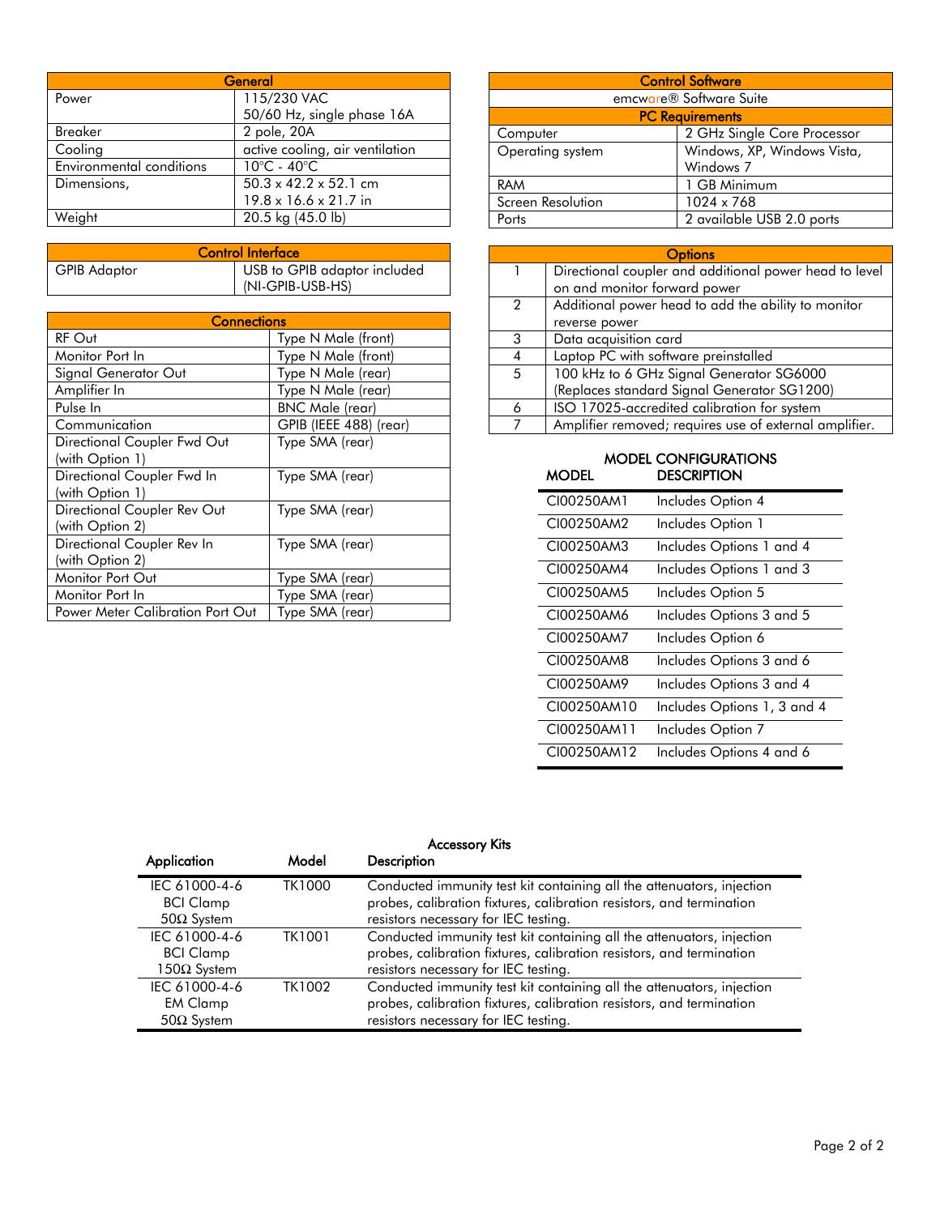| General | |
|---|---|
| Power | 115/230 VAC<br>50/60 Hz, single phase 16A |
| Breaker | 2 pole, 20A |
| Cooling | active cooling, air ventilation |
| Environmental conditions | 10°C - 40°C |
| Dimensions, | 50.3 x 42.2 x 52.1 cm<br>19.8 x 16.6 x 21.7 in |
| Weight | 20.5 kg (45.0 lb) |

| Control Interface | |
|---|---|
| GPIB Adaptor | USB to GPIB adaptor included (NI-GPIB-USB-HS) |

| Connections | |
|---|---|
| RF Out | Type N Male (front) |
| Monitor Port In | Type N Male (front) |
| Signal Generator Out | Type N Male (rear) |
| Amplifier In | Type N Male (rear) |
| Pulse In | BNC Male (rear) |
| Communication | GPIB (IEEE 488) (rear) |
| Directional Coupler Fwd Out (with Option 1) | Type SMA (rear) |
| Directional Coupler Fwd In (with Option 1) | Type SMA (rear) |
| Directional Coupler Rev Out (with Option 2) | Type SMA (rear) |
| Directional Coupler Rev In (with Option 2) | Type SMA (rear) |
| Monitor Port Out | Type SMA (rear) |
| Monitor Port In | Type SMA (rear) |
| Power Meter Calibration Port Out | Type SMA (rear) |

| Control Software | |
|---|---|
| emcware® Software Suite | |
| **PC Requirements** | |
| Computer | 2 GHz Single Core Processor |
| Operating system | Windows, XP, Windows Vista, Windows 7 |
| RAM | 1 GB Minimum |
| Screen Resolution | 1024 x 768 |
| Ports | 2 available USB 2.0 ports |

| Options | |
|---|---|
| 1 | Directional coupler and additional power head to level on and monitor forward power |
| 2 | Additional power head to add the ability to monitor reverse power |
| 3 | Data acquisition card |
| 4 | Laptop PC with software preinstalled |
| 5 | 100 kHz to 6 GHz Signal Generator SG6000 (Replaces standard Signal Generator SG1200) |
| 6 | ISO 17025-accredited calibration for system |
| 7 | Amplifier removed; requires use of external amplifier. |

**MODEL CONFIGURATIONS**

| MODEL | DESCRIPTION |
|---|---|
| CI00250AM1 | Includes Option 4 |
| CI00250AM2 | Includes Option 1 |
| CI00250AM3 | Includes Options 1 and 4 |
| CI00250AM4 | Includes Options 1 and 3 |
| CI00250AM5 | Includes Option 5 |
| CI00250AM6 | Includes Options 3 and 5 |
| CI00250AM7 | Includes Option 6 |
| CI00250AM8 | Includes Options 3 and 6 |
| CI00250AM9 | Includes Options 3 and 4 |
| CI00250AM10 | Includes Options 1, 3 and 4 |
| CI00250AM11 | Includes Option 7 |
| CI00250AM12 | Includes Options 4 and 6 |

**Accessory Kits**

| Application | Model | Description |
|---|---|---|
| IEC 61000-4-6 BCI Clamp 50Ω System | TK1000 | Conducted immunity test kit containing all the attenuators, injection probes, calibration fixtures, calibration resistors, and termination resistors necessary for IEC testing. |
| IEC 61000-4-6 BCI Clamp 150Ω System | TK1001 | Conducted immunity test kit containing all the attenuators, injection probes, calibration fixtures, calibration resistors, and termination resistors necessary for IEC testing. |
| IEC 61000-4-6 EM Clamp 50Ω System | TK1002 | Conducted immunity test kit containing all the attenuators, injection probes, calibration fixtures, calibration resistors, and termination resistors necessary for IEC testing. |